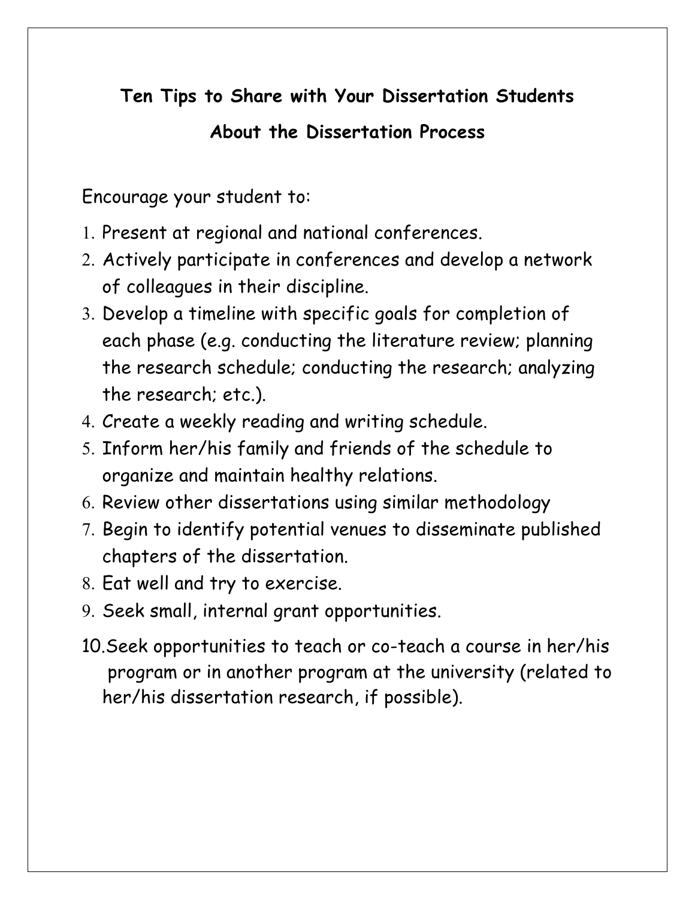# Ten Tips to Share with Your Dissertation Students

## About the Dissertation Process

Encourage your student to:

1. Present at regional and national conferences.
2. Actively participate in conferences and develop a network of colleagues in their discipline.
3. Develop a timeline with specific goals for completion of each phase (e.g. conducting the literature review; planning the research schedule; conducting the research; analyzing the research; etc.).
4. Create a weekly reading and writing schedule.
5. Inform her/his family and friends of the schedule to organize and maintain healthy relations.
6. Review other dissertations using similar methodology
7. Begin to identify potential venues to disseminate published chapters of the dissertation.
8. Eat well and try to exercise.
9. Seek small, internal grant opportunities.
10. Seek opportunities to teach or co-teach a course in her/his program or in another program at the university (related to her/his dissertation research, if possible).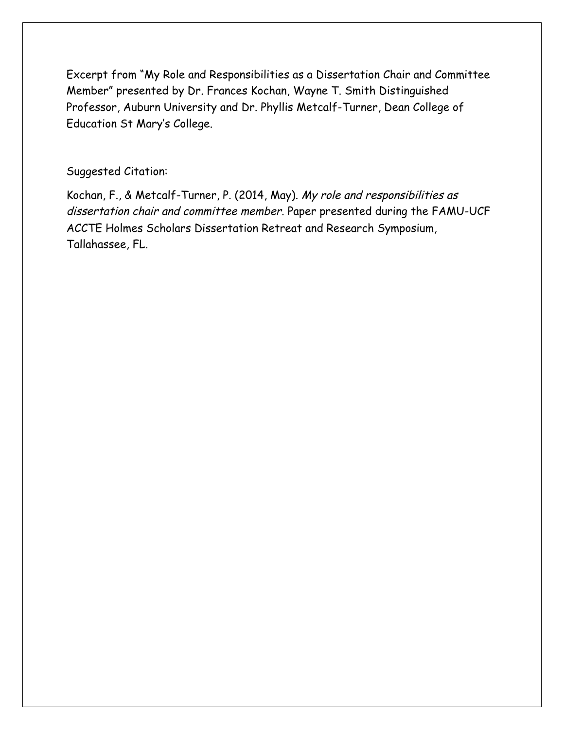Excerpt from “My Role and Responsibilities as a Dissertation Chair and Committee Member” presented by Dr. Frances Kochan, Wayne T. Smith Distinguished Professor, Auburn University and Dr. Phyllis Metcalf-Turner, Dean College of Education St Mary’s College.

Suggested Citation:

Kochan, F., & Metcalf-Turner, P. (2014, May). *My role and responsibilities as dissertation chair and committee member*. Paper presented during the FAMU-UCF ACCTE Holmes Scholars Dissertation Retreat and Research Symposium, Tallahassee, FL.